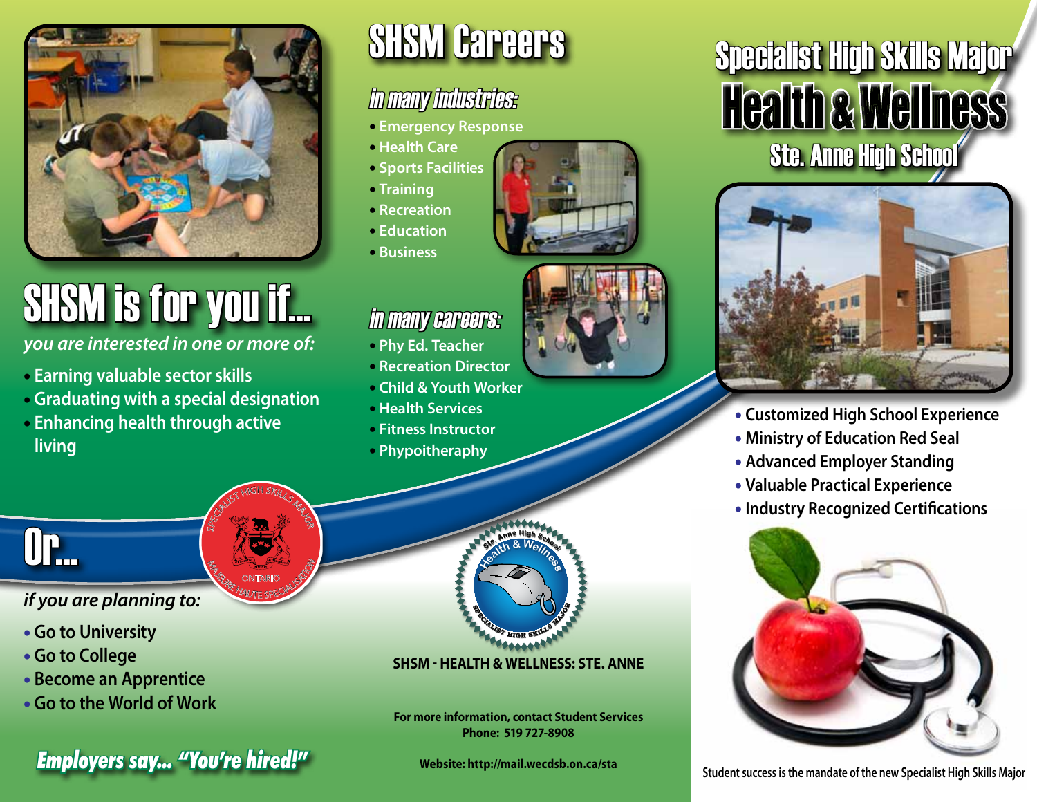# Specialist High Skills Major

# Health & Wellness

## Ste. Anne High School

- Customized High School Experience
- Ministry of Education Red Seal
- Advanced Employer Standing
- Valuable Practical Experience
- Industry Recognized Certifications

Student success is the mandate of the new Specialist High Skills Major

# SHSM is for you if...

*you are interested in one or more of:*

- Earning valuable sector skills
- Graduating with a special designation
- Enhancing health through active living

# Or...

*if you are planning to:*

- Go to University
- Go to College
- Become an Apprentice
- Go to the World of Work

***Employers say... "You're hired!"***

# SHSM Careers

### *in many industries:*

- Emergency Response
- Health Care
- Sports Facilities
- Training
- Recreation
- Education
- Business

### *in many careers:*

- Phy Ed. Teacher
- Recreation Director
- Child & Youth Worker
- Health Services
- Fitness Instructor
- Phypoitheraphy

**SHSM - HEALTH & WELLNESS: STE. ANNE**

**For more information, contact Student Services**
**Phone: 519 727-8908**

**Website: http://mail.wecdsb.on.ca/sta**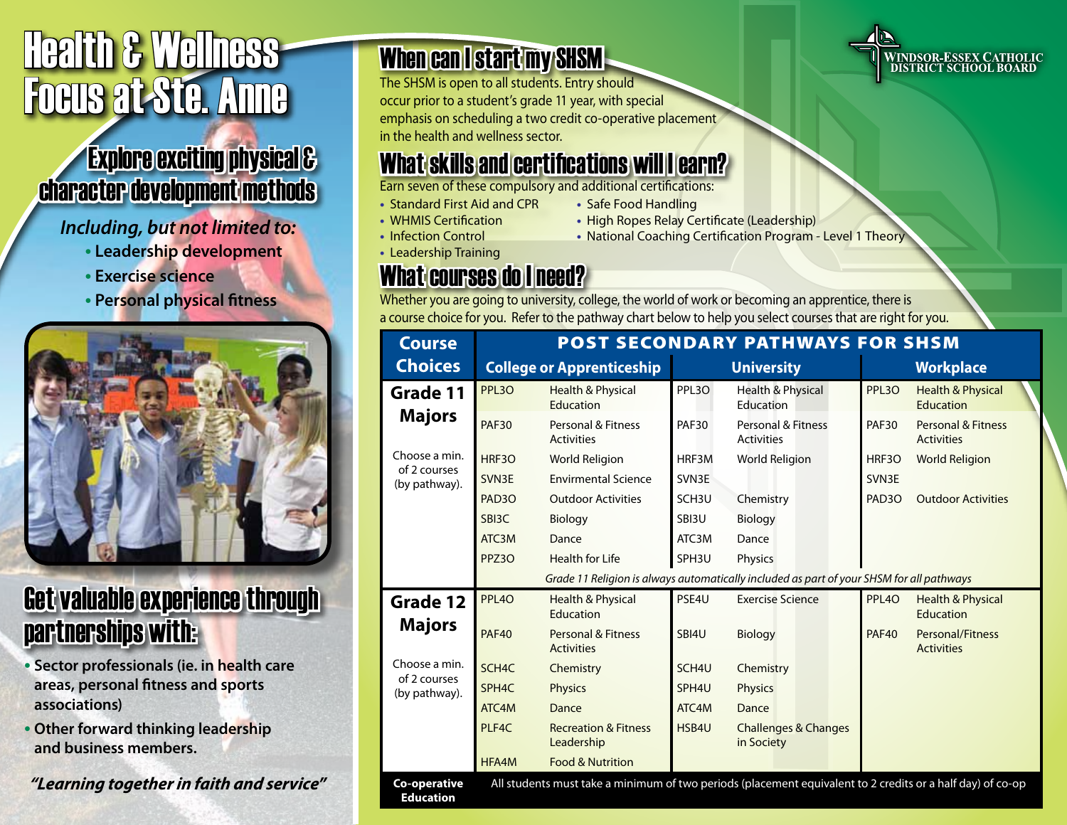# Health & Wellness Focus at Ste. Anne

## Explore exciting physical & character development methods

*Including, but not limited to:*

- **Leadership development**
- **Exercise science**
- **Personal physical fitness**

## Get valuable experience through partnerships with:

- **Sector professionals (ie. in health care areas, personal fitness and sports associations)**
- **Other forward thinking leadership and business members.**

***"Learning together in faith and service"***

WINDSOR-ESSEX CATHOLIC DISTRICT SCHOOL BOARD

## When can I start my SHSM

The SHSM is open to all students. Entry should occur prior to a student's grade 11 year, with special emphasis on scheduling a two credit co-operative placement in the health and wellness sector.

## What skills and certifications will I earn?

Earn seven of these compulsory and additional certifications:

- Standard First Aid and CPR
- WHMIS Certification
- Infection Control
- Leadership Training
- Safe Food Handling
- High Ropes Relay Certificate (Leadership)
- National Coaching Certification Program - Level 1 Theory

## What courses do I need?

Whether you are going to university, college, the world of work or becoming an apprentice, there is a course choice for you. Refer to the pathway chart below to help you select courses that are right for you.

| Course Choices | POST SECONDARY PATHWAYS FOR SHSM | | | | | |
|---|---|---|---|---|---|---|
| | College or Apprenticeship | | University | | Workplace | |
| **Grade 11 Majors** | PPL3O | Health & Physical Education | PPL3O | Health & Physical Education | PPL3O | Health & Physical Education |
| | PAF3O | Personal & Fitness Activities | PAF3O | Personal & Fitness Activities | PAF3O | Personal & Fitness Activities |
| Choose a min. of 2 courses (by pathway). | HRF3O | World Religion | HRF3M | World Religion | HRF3O | World Religion |
| | SVN3E | Envirmental Science | SVN3E | | SVN3E | |
| | PAD3O | Outdoor Activities | SCH3U | Chemistry | PAD3O | Outdoor Activities |
| | SBI3C | Biology | SBI3U | Biology | | |
| | ATC3M | Dance | ATC3M | Dance | | |
| | PPZ3O | Health for Life | SPH3U | Physics | | |
| | *Grade 11 Religion is always automatically included as part of your SHSM for all pathways* | | | | | |
| **Grade 12 Majors** | PPL4O | Health & Physical Education | PSE4U | Exercise Science | PPL4O | Health & Physical Education |
| | PAF4O | Personal & Fitness Activities | SBI4U | Biology | PAF4O | Personal/Fitness Activities |
| Choose a min. of 2 courses (by pathway). | SCH4C | Chemistry | SCH4U | Chemistry | | |
| | SPH4C | Physics | SPH4U | Physics | | |
| | ATC4M | Dance | ATC4M | Dance | | |
| | PLF4C | Recreation & Fitness Leadership | HSB4U | Challenges & Changes in Society | | |
| | HFA4M | Food & Nutrition | | | | |
| **Co-operative Education** | All students must take a minimum of two periods (placement equivalent to 2 credits or a half day) of co-op | | | | | |